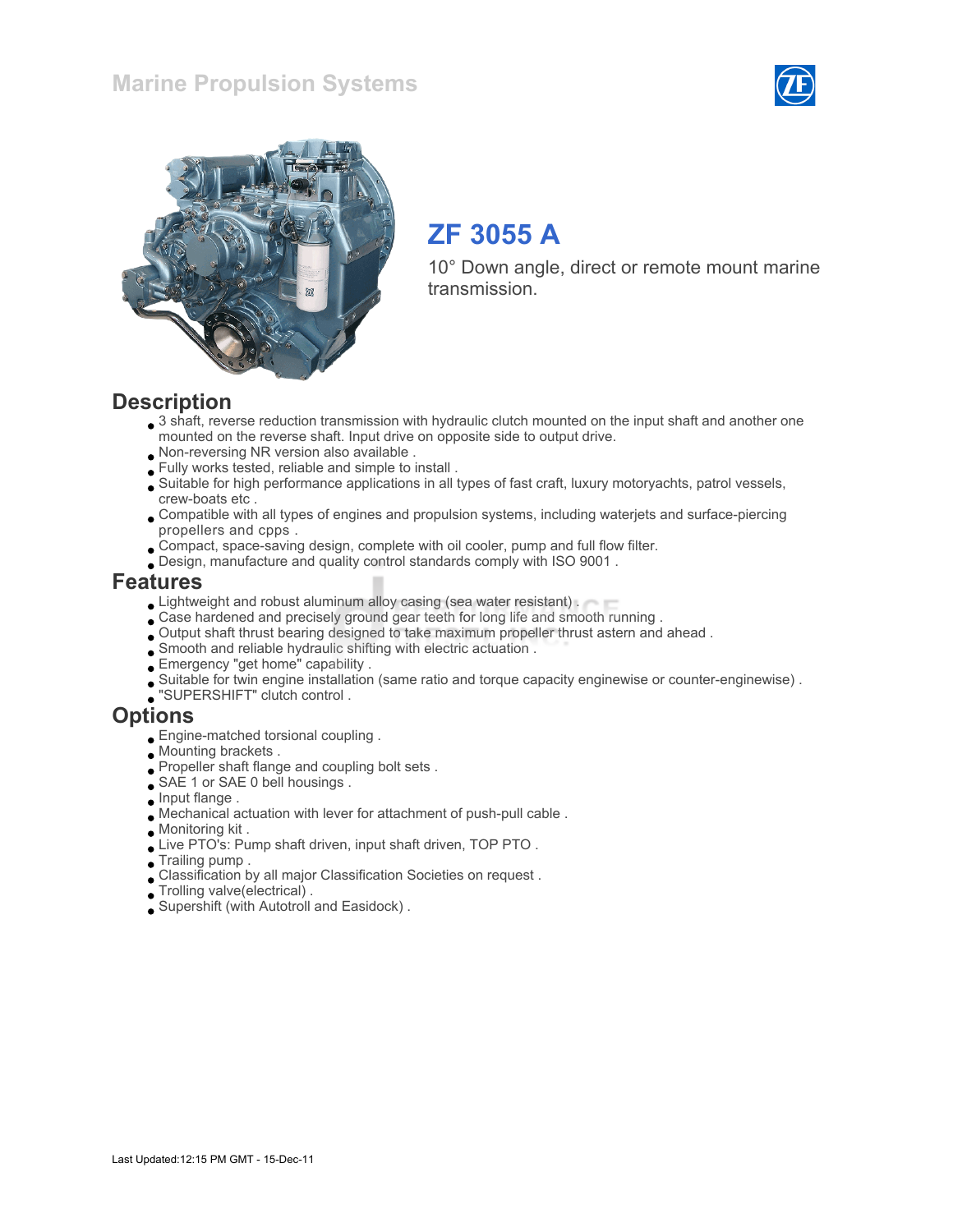# Marine Propulsion Systems

## ZF 3055 A

10° Down angle, direct or remote mount marine transmission.

## Description

- 3 shaft, reverse reduction transmission with hydraulic clutch mounted on the input shaft and another one mounted on the reverse shaft. Input drive on opposite side to output drive.
- Non-reversing NR version also available .
- Fully works tested, reliable and simple to install .
- Suitable for high performance applications in all types of fast craft, luxury motoryachts, patrol vessels, crew-boats etc .
- Compatible with all types of engines and propulsion systems, including waterjets and surface-piercing propellers and cpps .
- Compact, space-saving design, complete with oil cooler, pump and full flow filter.
- Design, manufacture and quality control standards comply with ISO 9001 .

## Features

- Lightweight and robust aluminum alloy casing (sea water resistant) .
- Case hardened and precisely ground gear teeth for long life and smooth running .
- Output shaft thrust bearing designed to take maximum propeller thrust astern and ahead .
- Smooth and reliable hydraulic shifting with electric actuation .
- Emergency "get home" capability .
- Suitable for twin engine installation (same ratio and torque capacity enginewise or counter-enginewise) .
- "SUPERSHIFT" clutch control .

## Options

- Engine-matched torsional coupling .
- Mounting brackets .
- Propeller shaft flange and coupling bolt sets .
- SAE 1 or SAE 0 bell housings .
- Input flange .
- Mechanical actuation with lever for attachment of push-pull cable .
- Monitoring kit .
- Live PTO's: Pump shaft driven, input shaft driven, TOP PTO .
- Trailing pump .
- Classification by all major Classification Societies on request .
- Trolling valve(electrical) .
- Supershift (with Autotroll and Easidock) .

Last Updated:12:15 PM GMT - 15-Dec-11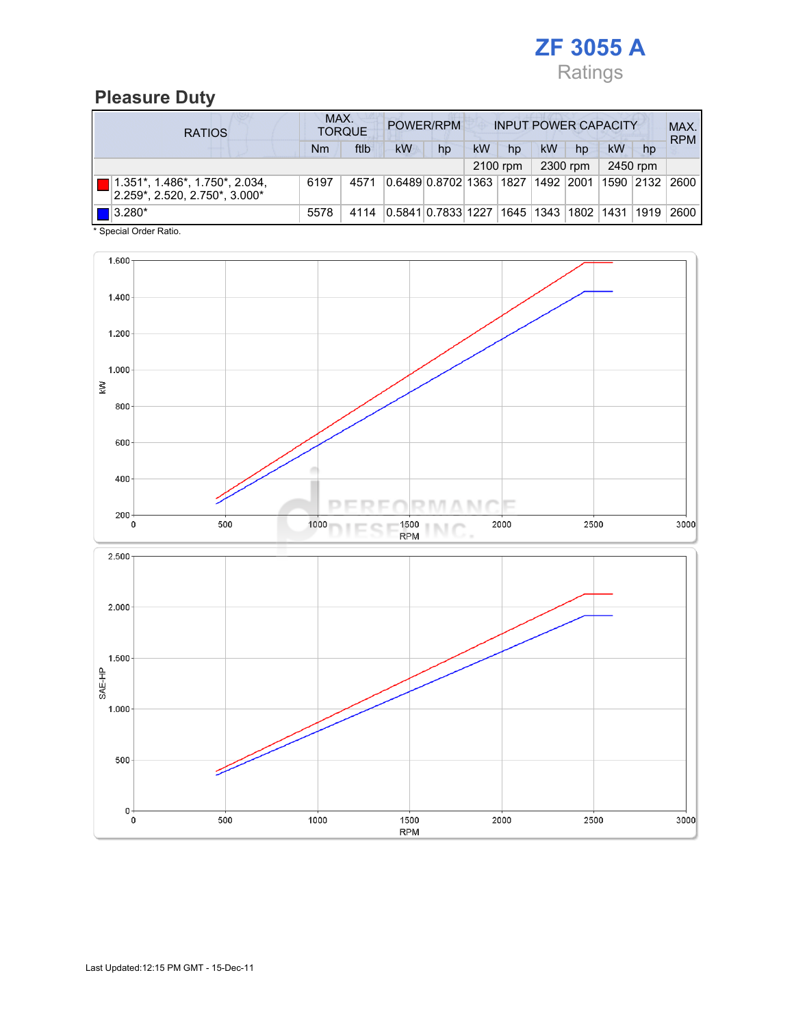# ZF 3055 A

Ratings

## Pleasure Duty

| RATIOS | MAX. TORQUE | | POWER/RPM | | INPUT POWER CAPACITY | | | | | | MAX. RPM |
|---|---|---|---|---|---|---|---|---|---|---|---|
| | Nm | ftlb | kW | hp | kW | hp | kW | hp | kW | hp | |
| | | | | | 2100 rpm | | 2300 rpm | | 2450 rpm | | |
| 1.351*, 1.486*, 1.750*, 2.034, 2.259*, 2.520, 2.750*, 3.000* | 6197 | 4571 | 0.6489 | 0.8702 | 1363 | 1827 | 1492 | 2001 | 1590 | 2132 | 2600 |
| 3.280* | 5578 | 4114 | 0.5841 | 0.7833 | 1227 | 1645 | 1343 | 1802 | 1431 | 1919 | 2600 |

* Special Order Ratio.

Last Updated:12:15 PM GMT - 15-Dec-11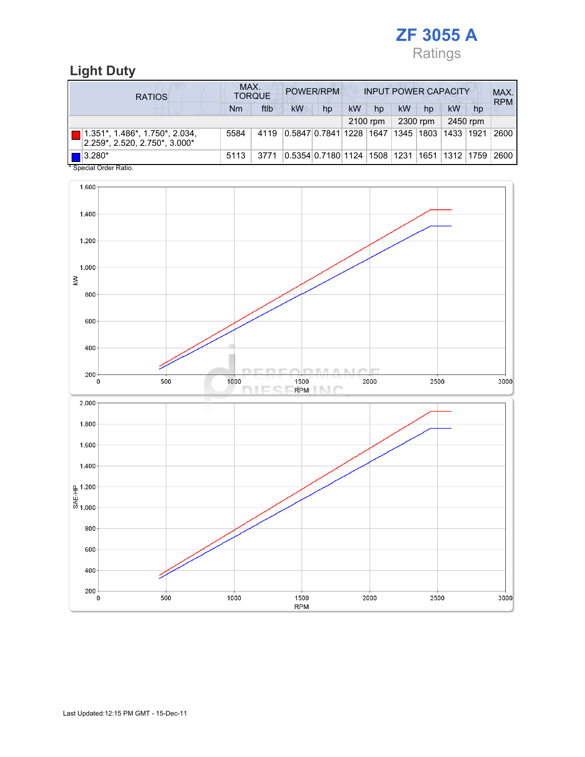# ZF 3055 A

Ratings

## Light Duty

| RATIOS | MAX. TORQUE | | POWER/RPM | | INPUT POWER CAPACITY | | | | | | MAX. RPM |
|---|---|---|---|---|---|---|---|---|---|---|---|
| | Nm | ftlb | kW | hp | kW | hp | kW | hp | kW | hp | |
| | | | | | 2100 rpm | | 2300 rpm | | 2450 rpm | | |
| 1.351*, 1.486*, 1.750*, 2.034, 2.259*, 2.520, 2.750*, 3.000* | 5584 | 4119 | 0.5847 | 0.7841 | 1228 | 1647 | 1345 | 1803 | 1433 | 1921 | 2600 |
| 3.280* | 5113 | 3771 | 0.5354 | 0.7180 | 1124 | 1508 | 1231 | 1651 | 1312 | 1759 | 2600 |

* Special Order Ratio.

Last Updated:12:15 PM GMT - 15-Dec-11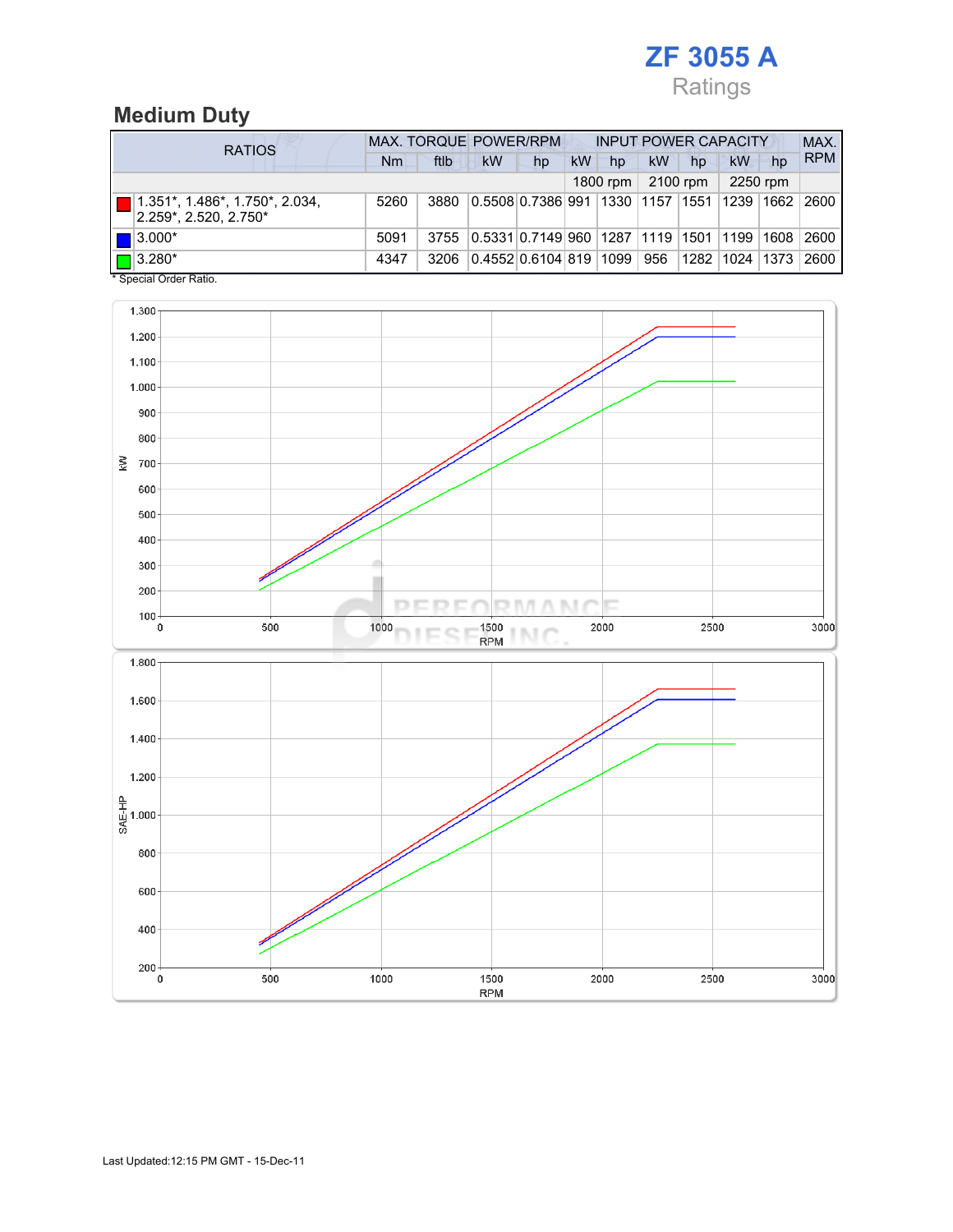# ZF 3055 A

Ratings

## Medium Duty

| RATIOS | MAX. TORQUE | | POWER/RPM | | INPUT POWER CAPACITY | | | | | | MAX. RPM |
|---|---|---|---|---|---|---|---|---|---|---|---|
| | Nm | ftlb | kW | hp | kW | hp | kW | hp | kW | hp | |
| | | | | | 1800 rpm | | 2100 rpm | | 2250 rpm | | |
| 1.351*, 1.486*, 1.750*, 2.034, 2.259*, 2.520, 2.750* | 5260 | 3880 | 0.5508 | 0.7386 | 991 | 1330 | 1157 | 1551 | 1239 | 1662 | 2600 |
| 3.000* | 5091 | 3755 | 0.5331 | 0.7149 | 960 | 1287 | 1119 | 1501 | 1199 | 1608 | 2600 |
| 3.280* | 4347 | 3206 | 0.4552 | 0.6104 | 819 | 1099 | 956 | 1282 | 1024 | 1373 | 2600 |

\* Special Order Ratio.

Last Updated:12:15 PM GMT - 15-Dec-11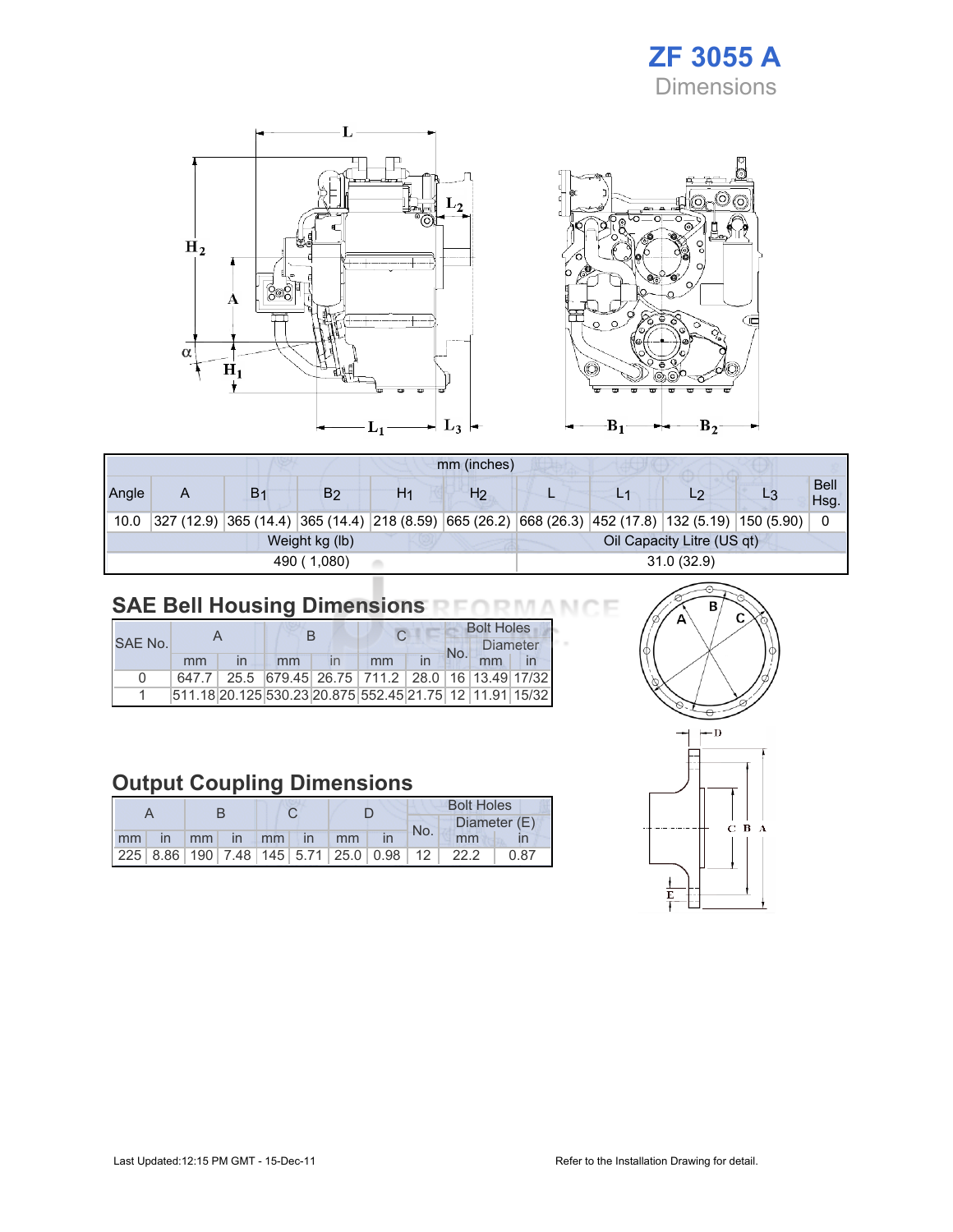# ZF 3055 A

Dimensions

| mm (inches) | | | | | | | | | | |
|---|---|---|---|---|---|---|---|---|---|---|
| Angle | A | $B_1$ | $B_2$ | $H_1$ | $H_2$ | L | $L_1$ | $L_2$ | $L_3$ | Bell Hsg. |
| 10.0 | 327 (12.9) | 365 (14.4) | 365 (14.4) | 218 (8.59) | 665 (26.2) | 668 (26.3) | 452 (17.8) | 132 (5.19) | 150 (5.90) | 0 |

| Weight kg (lb) | Oil Capacity Litre (US qt) |
|---|---|
| 490 ( 1,080) | 31.0 (32.9) |

## SAE Bell Housing Dimensions

| SAE No. | A | | B | | C | | Bolt Holes | | |
|---|---|---|---|---|---|---|---|---|---|
| | | | | | | | No. | Diameter | |
| | mm | in | mm | in | mm | in | | mm | in |
| 0 | 647.7 | 25.5 | 679.45 | 26.75 | 711.2 | 28.0 | 16 | 13.49 | 17/32 |
| 1 | 511.18 | 20.125 | 530.23 | 20.875 | 552.45 | 21.75 | 12 | 11.91 | 15/32 |

## Output Coupling Dimensions

| A | | B | | C | | D | | Bolt Holes | | |
|---|---|---|---|---|---|---|---|---|---|---|
| | | | | | | | | No. | Diameter (E) | |
| mm | in | mm | in | mm | in | mm | in | | mm | in |
| 225 | 8.86 | 190 | 7.48 | 145 | 5.71 | 25.0 | 0.98 | 12 | 22.2 | 0.87 |

Last Updated:12:15 PM GMT - 15-Dec-11

Refer to the Installation Drawing for detail.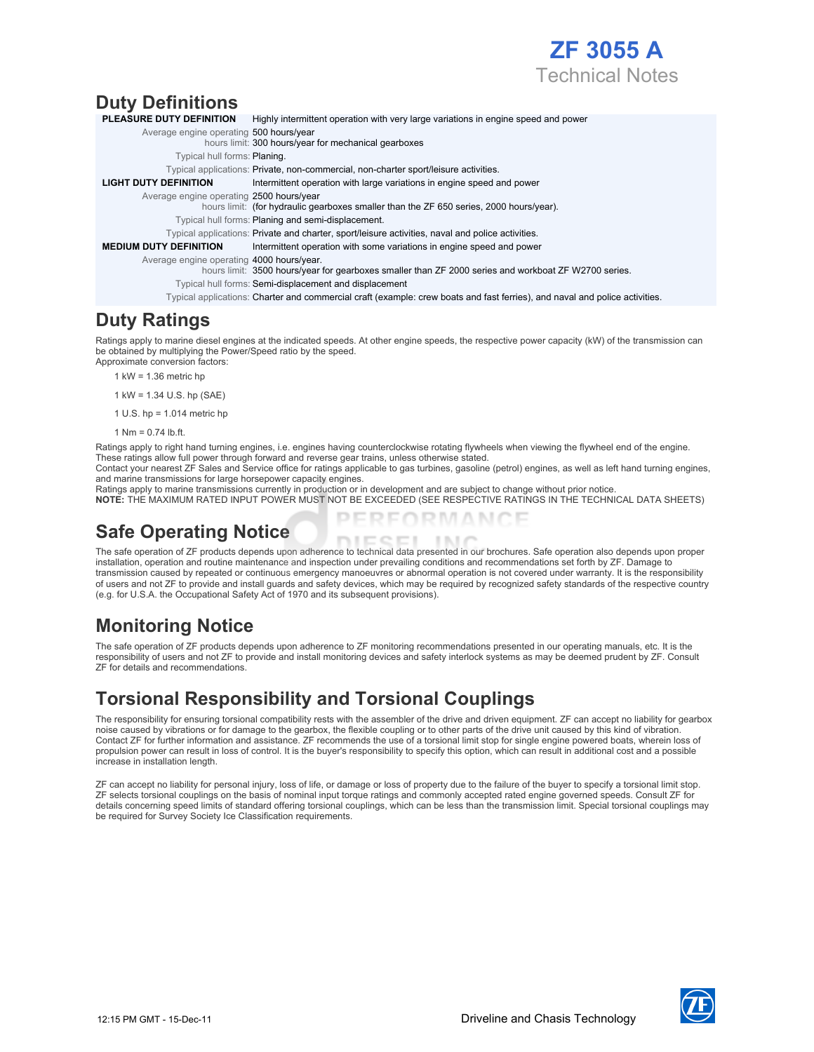# ZF 3055 A

Technical Notes

## Duty Definitions

| | |
|---|---|
| **PLEASURE DUTY DEFINITION** | Highly intermittent operation with very large variations in engine speed and power |
| Average engine operating hours limit: | 500 hours/year<br>300 hours/year for mechanical gearboxes |
| Typical hull forms: | Planing. |
| Typical applications: | Private, non-commercial, non-charter sport/leisure activities. |
| **LIGHT DUTY DEFINITION** | Intermittent operation with large variations in engine speed and power |
| Average engine operating hours limit: | 2500 hours/year<br>(for hydraulic gearboxes smaller than the ZF 650 series, 2000 hours/year). |
| Typical hull forms: | Planing and semi-displacement. |
| Typical applications: | Private and charter, sport/leisure activities, naval and police activities. |
| **MEDIUM DUTY DEFINITION** | Intermittent operation with some variations in engine speed and power |
| Average engine operating hours limit: | 4000 hours/year.<br>3500 hours/year for gearboxes smaller than ZF 2000 series and workboat ZF W2700 series. |
| Typical hull forms: | Semi-displacement and displacement |
| Typical applications: | Charter and commercial craft (example: crew boats and fast ferries), and naval and police activities. |

## Duty Ratings

Ratings apply to marine diesel engines at the indicated speeds. At other engine speeds, the respective power capacity (kW) of the transmission can be obtained by multiplying the Power/Speed ratio by the speed.
Approximate conversion factors:

1 kW = 1.36 metric hp

1 kW = 1.34 U.S. hp (SAE)

1 U.S. hp = 1.014 metric hp

1 Nm = 0.74 lb.ft.

Ratings apply to right hand turning engines, i.e. engines having counterclockwise rotating flywheels when viewing the flywheel end of the engine.
These ratings allow full power through forward and reverse gear trains, unless otherwise stated.
Contact your nearest ZF Sales and Service office for ratings applicable to gas turbines, gasoline (petrol) engines, as well as left hand turning engines, and marine transmissions for large horsepower capacity engines.
Ratings apply to marine transmissions currently in production or in development and are subject to change without prior notice.
**NOTE:** THE MAXIMUM RATED INPUT POWER MUST NOT BE EXCEEDED (SEE RESPECTIVE RATINGS IN THE TECHNICAL DATA SHEETS)

## Safe Operating Notice

The safe operation of ZF products depends upon adherence to technical data presented in our brochures. Safe operation also depends upon proper installation, operation and routine maintenance and inspection under prevailing conditions and recommendations set forth by ZF. Damage to transmission caused by repeated or continuous emergency manoeuvres or abnormal operation is not covered under warranty. It is the responsibility of users and not ZF to provide and install guards and safety devices, which may be required by recognized safety standards of the respective country (e.g. for U.S.A. the Occupational Safety Act of 1970 and its subsequent provisions).

## Monitoring Notice

The safe operation of ZF products depends upon adherence to ZF monitoring recommendations presented in our operating manuals, etc. It is the responsibility of users and not ZF to provide and install monitoring devices and safety interlock systems as may be deemed prudent by ZF. Consult ZF for details and recommendations.

## Torsional Responsibility and Torsional Couplings

The responsibility for ensuring torsional compatibility rests with the assembler of the drive and driven equipment. ZF can accept no liability for gearbox noise caused by vibrations or for damage to the gearbox, the flexible coupling or to other parts of the drive unit caused by this kind of vibration. Contact ZF for further information and assistance. ZF recommends the use of a torsional limit stop for single engine powered boats, wherein loss of propulsion power can result in loss of control. It is the buyer's responsibility to specify this option, which can result in additional cost and a possible increase in installation length.

ZF can accept no liability for personal injury, loss of life, or damage or loss of property due to the failure of the buyer to specify a torsional limit stop. ZF selects torsional couplings on the basis of nominal input torque ratings and commonly accepted rated engine governed speeds. Consult ZF for details concerning speed limits of standard offering torsional couplings, which can be less than the transmission limit. Special torsional couplings may be required for Survey Society Ice Classification requirements.